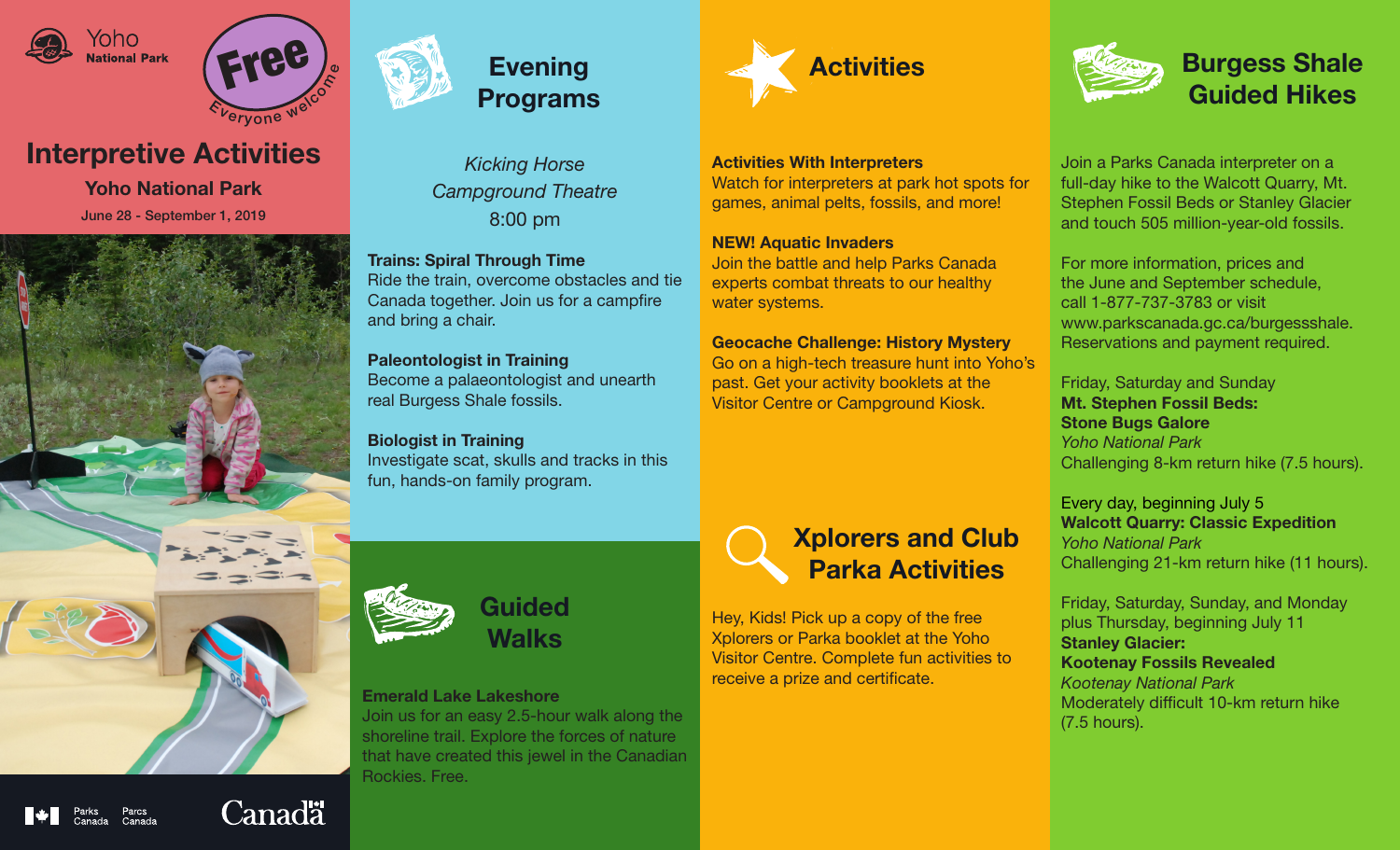Yoho National Park

Free
Everyone welcome

# Interpretive Activities

**Yoho National Park**

June 28 - September 1, 2019

## Evening Programs

*Kicking Horse Campground Theatre*

8:00 pm

**Trains: Spiral Through Time**
Ride the train, overcome obstacles and tie Canada together. Join us for a campfire and bring a chair.

**Paleontologist in Training**
Become a palaeontologist and unearth real Burgess Shale fossils.

**Biologist in Training**
Investigate scat, skulls and tracks in this fun, hands-on family program.

## Guided Walks

**Emerald Lake Lakeshore**
Join us for an easy 2.5-hour walk along the shoreline trail. Explore the forces of nature that have created this jewel in the Canadian Rockies. Free.

## Activities

**Activities With Interpreters**
Watch for interpreters at park hot spots for games, animal pelts, fossils, and more!

**NEW! Aquatic Invaders**
Join the battle and help Parks Canada experts combat threats to our healthy water systems.

**Geocache Challenge: History Mystery**
Go on a high-tech treasure hunt into Yoho's past. Get your activity booklets at the Visitor Centre or Campground Kiosk.

## Xplorers and Club Parka Activities

Hey, Kids! Pick up a copy of the free Xplorers or Parka booklet at the Yoho Visitor Centre. Complete fun activities to receive a prize and certificate.

## Burgess Shale Guided Hikes

Join a Parks Canada interpreter on a full-day hike to the Walcott Quarry, Mt. Stephen Fossil Beds or Stanley Glacier and touch 505 million-year-old fossils.

For more information, prices and the June and September schedule, call 1-877-737-3783 or visit www.parkscanada.gc.ca/burgessshale. Reservations and payment required.

Friday, Saturday and Sunday
**Mt. Stephen Fossil Beds:**
**Stone Bugs Galore**
*Yoho National Park*
Challenging 8-km return hike (7.5 hours).

Every day, beginning July 5
**Walcott Quarry: Classic Expedition**
*Yoho National Park*
Challenging 21-km return hike (11 hours).

Friday, Saturday, Sunday, and Monday plus Thursday, beginning July 11
**Stanley Glacier:**
**Kootenay Fossils Revealed**
*Kootenay National Park*
Moderately difficult 10-km return hike (7.5 hours).

Parks Canada / Parcs Canada

Canada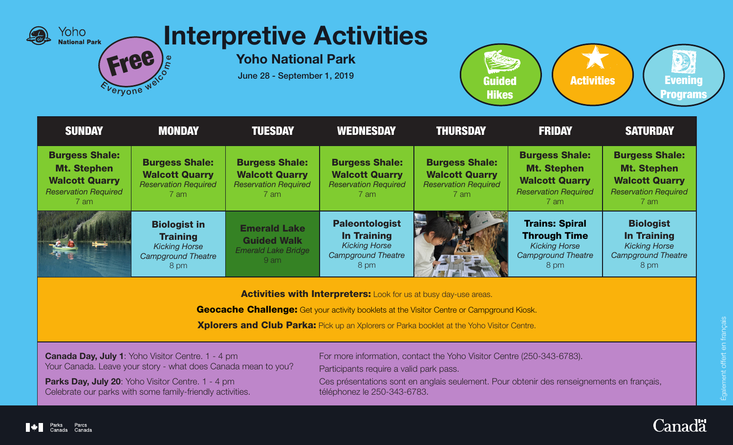Yoho National Park

Free — Everyone welcome

# Interpretive Activities

## Yoho National Park

June 28 - September 1, 2019

Guided Hikes | Activities | Evening Programs

| SUNDAY | MONDAY | TUESDAY | WEDNESDAY | THURSDAY | FRIDAY | SATURDAY |
|---|---|---|---|---|---|---|
| **Burgess Shale: Mt. Stephen Walcott Quarry** *Reservation Required* 7 am | **Burgess Shale: Walcott Quarry** *Reservation Required* 7 am | **Burgess Shale: Walcott Quarry** *Reservation Required* 7 am | **Burgess Shale: Walcott Quarry** *Reservation Required* 7 am | **Burgess Shale: Walcott Quarry** *Reservation Required* 7 am | **Burgess Shale: Mt. Stephen Walcott Quarry** *Reservation Required* 7 am | **Burgess Shale: Mt. Stephen Walcott Quarry** *Reservation Required* 7 am |
| | **Biologist in Training** *Kicking Horse Campground Theatre* 8 pm | **Emerald Lake Guided Walk** *Emerald Lake Bridge* 9 am | **Paleontologist In Training** *Kicking Horse Campground Theatre* 8 pm | | **Trains: Spiral Through Time** *Kicking Horse Campground Theatre* 8 pm | **Biologist In Training** *Kicking Horse Campground Theatre* 8 pm |

**Activities with Interpreters:** Look for us at busy day-use areas.

**Geocache Challenge:** Get your activity booklets at the Visitor Centre or Campground Kiosk.

**Xplorers and Club Parka:** Pick up an Xplorers or Parka booklet at the Yoho Visitor Centre.

**Canada Day, July 1**: Yoho Visitor Centre. 1 - 4 pm
Your Canada. Leave your story - what does Canada mean to you?

**Parks Day, July 20**: Yoho Visitor Centre. 1 - 4 pm
Celebrate our parks with some family-friendly activities.

For more information, contact the Yoho Visitor Centre (250-343-6783).

Participants require a valid park pass.

Ces présentations sont en anglais seulement. Pour obtenir des renseignements en français, téléphonez le 250-343-6783.

Également offert en français

Parks Canada / Parcs Canada

Canada